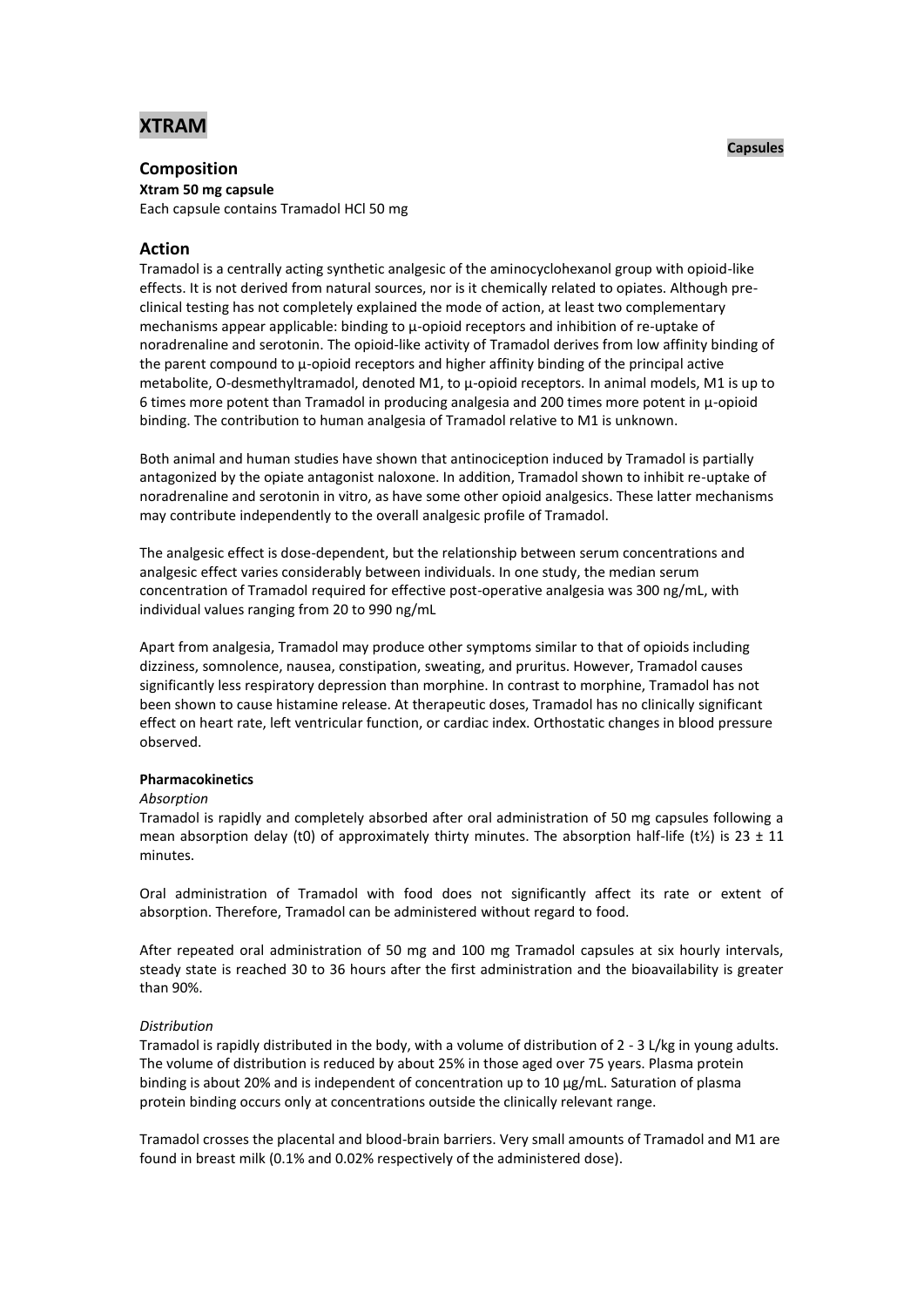# XTRAM

**Capsules**

## Composition

**Xtram 50 mg capsule**

Each capsule contains Tramadol HCl 50 mg

## Action

Tramadol is a centrally acting synthetic analgesic of the aminocyclohexanol group with opioid-like effects. It is not derived from natural sources, nor is it chemically related to opiates. Although pre-clinical testing has not completely explained the mode of action, at least two complementary mechanisms appear applicable: binding to μ-opioid receptors and inhibition of re-uptake of noradrenaline and serotonin. The opioid-like activity of Tramadol derives from low affinity binding of the parent compound to μ-opioid receptors and higher affinity binding of the principal active metabolite, O-desmethyltramadol, denoted M1, to μ-opioid receptors. In animal models, M1 is up to 6 times more potent than Tramadol in producing analgesia and 200 times more potent in μ-opioid binding. The contribution to human analgesia of Tramadol relative to M1 is unknown.

Both animal and human studies have shown that antinociception induced by Tramadol is partially antagonized by the opiate antagonist naloxone. In addition, Tramadol shown to inhibit re-uptake of noradrenaline and serotonin in vitro, as have some other opioid analgesics. These latter mechanisms may contribute independently to the overall analgesic profile of Tramadol.

The analgesic effect is dose-dependent, but the relationship between serum concentrations and analgesic effect varies considerably between individuals. In one study, the median serum concentration of Tramadol required for effective post-operative analgesia was 300 ng/mL, with individual values ranging from 20 to 990 ng/mL

Apart from analgesia, Tramadol may produce other symptoms similar to that of opioids including dizziness, somnolence, nausea, constipation, sweating, and pruritus. However, Tramadol causes significantly less respiratory depression than morphine. In contrast to morphine, Tramadol has not been shown to cause histamine release. At therapeutic doses, Tramadol has no clinically significant effect on heart rate, left ventricular function, or cardiac index. Orthostatic changes in blood pressure observed.

### Pharmacokinetics

*Absorption*

Tramadol is rapidly and completely absorbed after oral administration of 50 mg capsules following a mean absorption delay ($t_0$) of approximately thirty minutes. The absorption half-life ($t_{½}$) is 23 ± 11 minutes.

Oral administration of Tramadol with food does not significantly affect its rate or extent of absorption. Therefore, Tramadol can be administered without regard to food.

After repeated oral administration of 50 mg and 100 mg Tramadol capsules at six hourly intervals, steady state is reached 30 to 36 hours after the first administration and the bioavailability is greater than 90%.

*Distribution*

Tramadol is rapidly distributed in the body, with a volume of distribution of 2 - 3 L/kg in young adults. The volume of distribution is reduced by about 25% in those aged over 75 years. Plasma protein binding is about 20% and is independent of concentration up to 10 μg/mL. Saturation of plasma protein binding occurs only at concentrations outside the clinically relevant range.

Tramadol crosses the placental and blood-brain barriers. Very small amounts of Tramadol and M1 are found in breast milk (0.1% and 0.02% respectively of the administered dose).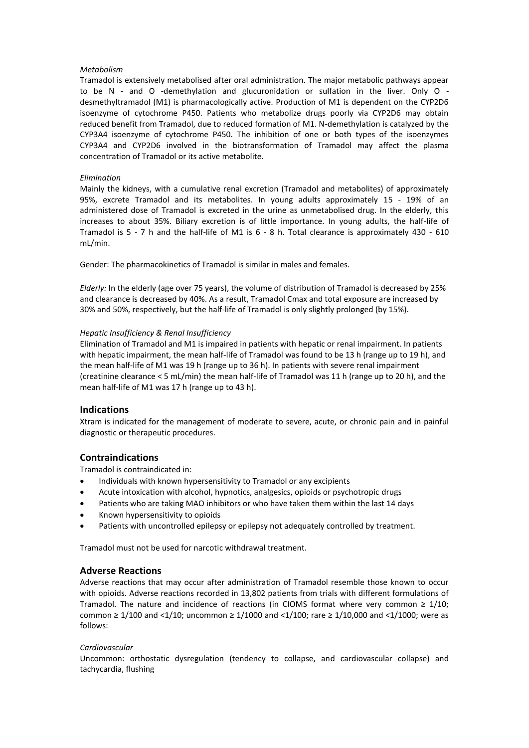*Metabolism*

Tramadol is extensively metabolised after oral administration. The major metabolic pathways appear to be N - and O -demethylation and glucuronidation or sulfation in the liver. Only O - desmethyltramadol (M1) is pharmacologically active. Production of M1 is dependent on the CYP2D6 isoenzyme of cytochrome P450. Patients who metabolize drugs poorly via CYP2D6 may obtain reduced benefit from Tramadol, due to reduced formation of M1. N-demethylation is catalyzed by the CYP3A4 isoenzyme of cytochrome P450. The inhibition of one or both types of the isoenzymes CYP3A4 and CYP2D6 involved in the biotransformation of Tramadol may affect the plasma concentration of Tramadol or its active metabolite.

*Elimination*

Mainly the kidneys, with a cumulative renal excretion (Tramadol and metabolites) of approximately 95%, excrete Tramadol and its metabolites. In young adults approximately 15 - 19% of an administered dose of Tramadol is excreted in the urine as unmetabolised drug. In the elderly, this increases to about 35%. Biliary excretion is of little importance. In young adults, the half-life of Tramadol is 5 - 7 h and the half-life of M1 is 6 - 8 h. Total clearance is approximately 430 - 610 mL/min.

Gender: The pharmacokinetics of Tramadol is similar in males and females.

*Elderly:* In the elderly (age over 75 years), the volume of distribution of Tramadol is decreased by 25% and clearance is decreased by 40%. As a result, Tramadol Cmax and total exposure are increased by 30% and 50%, respectively, but the half-life of Tramadol is only slightly prolonged (by 15%).

*Hepatic Insufficiency & Renal Insufficiency*

Elimination of Tramadol and M1 is impaired in patients with hepatic or renal impairment. In patients with hepatic impairment, the mean half-life of Tramadol was found to be 13 h (range up to 19 h), and the mean half-life of M1 was 19 h (range up to 36 h). In patients with severe renal impairment (creatinine clearance < 5 mL/min) the mean half-life of Tramadol was 11 h (range up to 20 h), and the mean half-life of M1 was 17 h (range up to 43 h).

## Indications

Xtram is indicated for the management of moderate to severe, acute, or chronic pain and in painful diagnostic or therapeutic procedures.

## Contraindications

Tramadol is contraindicated in:

- Individuals with known hypersensitivity to Tramadol or any excipients
- Acute intoxication with alcohol, hypnotics, analgesics, opioids or psychotropic drugs
- Patients who are taking MAO inhibitors or who have taken them within the last 14 days
- Known hypersensitivity to opioids
- Patients with uncontrolled epilepsy or epilepsy not adequately controlled by treatment.

Tramadol must not be used for narcotic withdrawal treatment.

## Adverse Reactions

Adverse reactions that may occur after administration of Tramadol resemble those known to occur with opioids. Adverse reactions recorded in 13,802 patients from trials with different formulations of Tramadol. The nature and incidence of reactions (in CIOMS format where very common ≥ 1/10; common ≥ 1/100 and <1/10; uncommon ≥ 1/1000 and <1/100; rare ≥ 1/10,000 and <1/1000; were as follows:

*Cardiovascular*

Uncommon: orthostatic dysregulation (tendency to collapse, and cardiovascular collapse) and tachycardia, flushing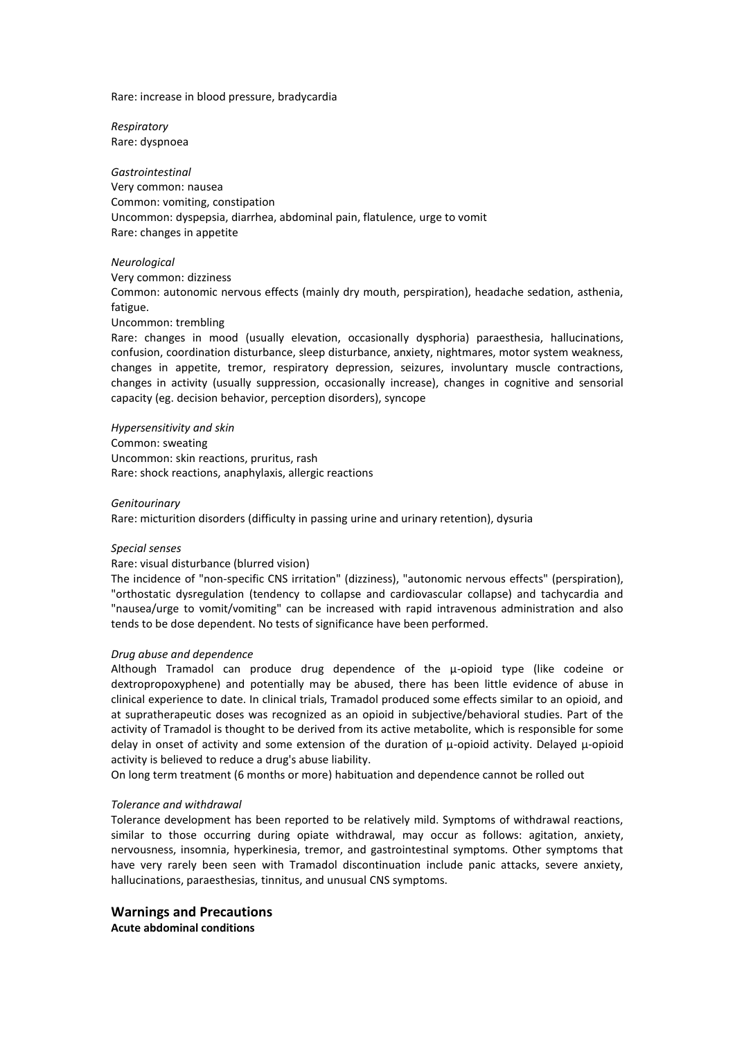Rare: increase in blood pressure, bradycardia

*Respiratory*
Rare: dyspnoea

*Gastrointestinal*
Very common: nausea
Common: vomiting, constipation
Uncommon: dyspepsia, diarrhea, abdominal pain, flatulence, urge to vomit
Rare: changes in appetite

*Neurological*
Very common: dizziness
Common: autonomic nervous effects (mainly dry mouth, perspiration), headache sedation, asthenia, fatigue.
Uncommon: trembling
Rare: changes in mood (usually elevation, occasionally dysphoria) paraesthesia, hallucinations, confusion, coordination disturbance, sleep disturbance, anxiety, nightmares, motor system weakness, changes in appetite, tremor, respiratory depression, seizures, involuntary muscle contractions, changes in activity (usually suppression, occasionally increase), changes in cognitive and sensorial capacity (eg. decision behavior, perception disorders), syncope

*Hypersensitivity and skin*
Common: sweating
Uncommon: skin reactions, pruritus, rash
Rare: shock reactions, anaphylaxis, allergic reactions

*Genitourinary*
Rare: micturition disorders (difficulty in passing urine and urinary retention), dysuria

*Special senses*
Rare: visual disturbance (blurred vision)
The incidence of "non-specific CNS irritation" (dizziness), "autonomic nervous effects" (perspiration), "orthostatic dysregulation (tendency to collapse and cardiovascular collapse) and tachycardia and "nausea/urge to vomit/vomiting" can be increased with rapid intravenous administration and also tends to be dose dependent. No tests of significance have been performed.

*Drug abuse and dependence*
Although Tramadol can produce drug dependence of the μ-opioid type (like codeine or dextropropoxyphene) and potentially may be abused, there has been little evidence of abuse in clinical experience to date. In clinical trials, Tramadol produced some effects similar to an opioid, and at supratherapeutic doses was recognized as an opioid in subjective/behavioral studies. Part of the activity of Tramadol is thought to be derived from its active metabolite, which is responsible for some delay in onset of activity and some extension of the duration of μ-opioid activity. Delayed μ-opioid activity is believed to reduce a drug's abuse liability.
On long term treatment (6 months or more) habituation and dependence cannot be rolled out

*Tolerance and withdrawal*
Tolerance development has been reported to be relatively mild. Symptoms of withdrawal reactions, similar to those occurring during opiate withdrawal, may occur as follows: agitation, anxiety, nervousness, insomnia, hyperkinesia, tremor, and gastrointestinal symptoms. Other symptoms that have very rarely been seen with Tramadol discontinuation include panic attacks, severe anxiety, hallucinations, paraesthesias, tinnitus, and unusual CNS symptoms.

## Warnings and Precautions

**Acute abdominal conditions**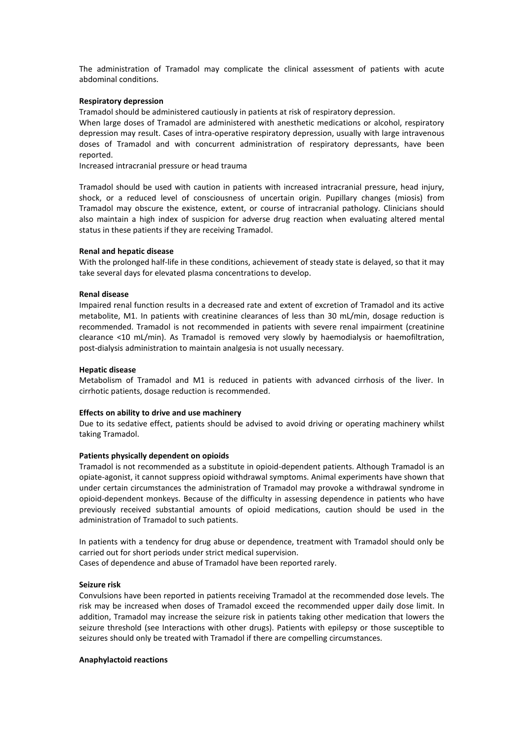The administration of Tramadol may complicate the clinical assessment of patients with acute abdominal conditions.

**Respiratory depression**

Tramadol should be administered cautiously in patients at risk of respiratory depression.

When large doses of Tramadol are administered with anesthetic medications or alcohol, respiratory depression may result. Cases of intra-operative respiratory depression, usually with large intravenous doses of Tramadol and with concurrent administration of respiratory depressants, have been reported.

Increased intracranial pressure or head trauma

Tramadol should be used with caution in patients with increased intracranial pressure, head injury, shock, or a reduced level of consciousness of uncertain origin. Pupillary changes (miosis) from Tramadol may obscure the existence, extent, or course of intracranial pathology. Clinicians should also maintain a high index of suspicion for adverse drug reaction when evaluating altered mental status in these patients if they are receiving Tramadol.

**Renal and hepatic disease**

With the prolonged half-life in these conditions, achievement of steady state is delayed, so that it may take several days for elevated plasma concentrations to develop.

**Renal disease**

Impaired renal function results in a decreased rate and extent of excretion of Tramadol and its active metabolite, M1. In patients with creatinine clearances of less than 30 mL/min, dosage reduction is recommended. Tramadol is not recommended in patients with severe renal impairment (creatinine clearance <10 mL/min). As Tramadol is removed very slowly by haemodialysis or haemofiltration, post-dialysis administration to maintain analgesia is not usually necessary.

**Hepatic disease**

Metabolism of Tramadol and M1 is reduced in patients with advanced cirrhosis of the liver. In cirrhotic patients, dosage reduction is recommended.

**Effects on ability to drive and use machinery**

Due to its sedative effect, patients should be advised to avoid driving or operating machinery whilst taking Tramadol.

**Patients physically dependent on opioids**

Tramadol is not recommended as a substitute in opioid-dependent patients. Although Tramadol is an opiate-agonist, it cannot suppress opioid withdrawal symptoms. Animal experiments have shown that under certain circumstances the administration of Tramadol may provoke a withdrawal syndrome in opioid-dependent monkeys. Because of the difficulty in assessing dependence in patients who have previously received substantial amounts of opioid medications, caution should be used in the administration of Tramadol to such patients.

In patients with a tendency for drug abuse or dependence, treatment with Tramadol should only be carried out for short periods under strict medical supervision.

Cases of dependence and abuse of Tramadol have been reported rarely.

**Seizure risk**

Convulsions have been reported in patients receiving Tramadol at the recommended dose levels. The risk may be increased when doses of Tramadol exceed the recommended upper daily dose limit. In addition, Tramadol may increase the seizure risk in patients taking other medication that lowers the seizure threshold (see Interactions with other drugs). Patients with epilepsy or those susceptible to seizures should only be treated with Tramadol if there are compelling circumstances.

**Anaphylactoid reactions**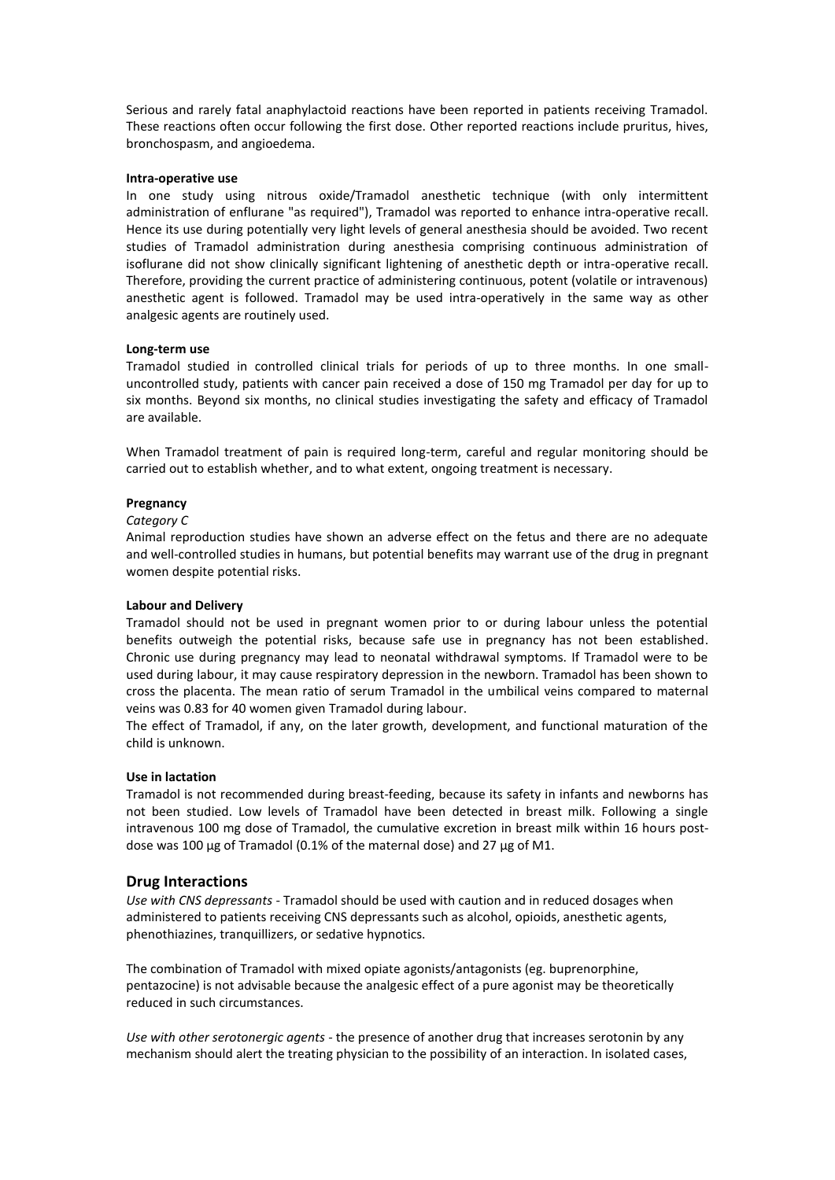Serious and rarely fatal anaphylactoid reactions have been reported in patients receiving Tramadol. These reactions often occur following the first dose. Other reported reactions include pruritus, hives, bronchospasm, and angioedema.

**Intra-operative use**

In one study using nitrous oxide/Tramadol anesthetic technique (with only intermittent administration of enflurane "as required"), Tramadol was reported to enhance intra-operative recall. Hence its use during potentially very light levels of general anesthesia should be avoided. Two recent studies of Tramadol administration during anesthesia comprising continuous administration of isoflurane did not show clinically significant lightening of anesthetic depth or intra-operative recall. Therefore, providing the current practice of administering continuous, potent (volatile or intravenous) anesthetic agent is followed. Tramadol may be used intra-operatively in the same way as other analgesic agents are routinely used.

**Long-term use**

Tramadol studied in controlled clinical trials for periods of up to three months. In one small-uncontrolled study, patients with cancer pain received a dose of 150 mg Tramadol per day for up to six months. Beyond six months, no clinical studies investigating the safety and efficacy of Tramadol are available.

When Tramadol treatment of pain is required long-term, careful and regular monitoring should be carried out to establish whether, and to what extent, ongoing treatment is necessary.

**Pregnancy**

*Category C*

Animal reproduction studies have shown an adverse effect on the fetus and there are no adequate and well-controlled studies in humans, but potential benefits may warrant use of the drug in pregnant women despite potential risks.

**Labour and Delivery**

Tramadol should not be used in pregnant women prior to or during labour unless the potential benefits outweigh the potential risks, because safe use in pregnancy has not been established. Chronic use during pregnancy may lead to neonatal withdrawal symptoms. If Tramadol were to be used during labour, it may cause respiratory depression in the newborn. Tramadol has been shown to cross the placenta. The mean ratio of serum Tramadol in the umbilical veins compared to maternal veins was 0.83 for 40 women given Tramadol during labour.

The effect of Tramadol, if any, on the later growth, development, and functional maturation of the child is unknown.

**Use in lactation**

Tramadol is not recommended during breast-feeding, because its safety in infants and newborns has not been studied. Low levels of Tramadol have been detected in breast milk. Following a single intravenous 100 mg dose of Tramadol, the cumulative excretion in breast milk within 16 hours post-dose was 100 µg of Tramadol (0.1% of the maternal dose) and 27 µg of M1.

## Drug Interactions

*Use with CNS depressants* - Tramadol should be used with caution and in reduced dosages when administered to patients receiving CNS depressants such as alcohol, opioids, anesthetic agents, phenothiazines, tranquillizers, or sedative hypnotics.

The combination of Tramadol with mixed opiate agonists/antagonists (eg. buprenorphine, pentazocine) is not advisable because the analgesic effect of a pure agonist may be theoretically reduced in such circumstances.

*Use with other serotonergic agents* - the presence of another drug that increases serotonin by any mechanism should alert the treating physician to the possibility of an interaction. In isolated cases,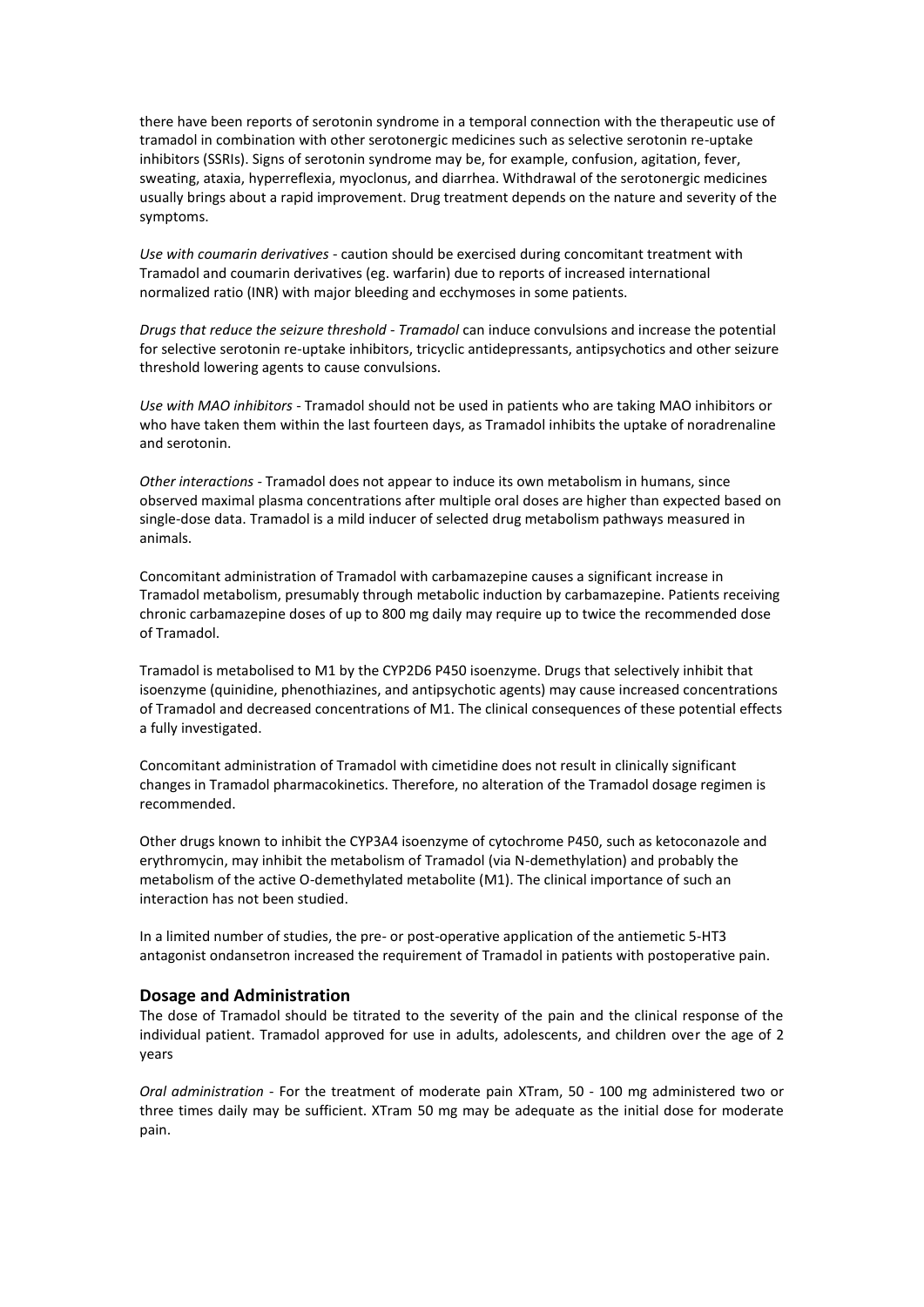there have been reports of serotonin syndrome in a temporal connection with the therapeutic use of tramadol in combination with other serotonergic medicines such as selective serotonin re-uptake inhibitors (SSRIs). Signs of serotonin syndrome may be, for example, confusion, agitation, fever, sweating, ataxia, hyperreflexia, myoclonus, and diarrhea. Withdrawal of the serotonergic medicines usually brings about a rapid improvement. Drug treatment depends on the nature and severity of the symptoms.

*Use with coumarin derivatives* - caution should be exercised during concomitant treatment with Tramadol and coumarin derivatives (eg. warfarin) due to reports of increased international normalized ratio (INR) with major bleeding and ecchymoses in some patients.

*Drugs that reduce the seizure threshold - Tramadol* can induce convulsions and increase the potential for selective serotonin re-uptake inhibitors, tricyclic antidepressants, antipsychotics and other seizure threshold lowering agents to cause convulsions.

*Use with MAO inhibitors* - Tramadol should not be used in patients who are taking MAO inhibitors or who have taken them within the last fourteen days, as Tramadol inhibits the uptake of noradrenaline and serotonin.

*Other interactions* - Tramadol does not appear to induce its own metabolism in humans, since observed maximal plasma concentrations after multiple oral doses are higher than expected based on single-dose data. Tramadol is a mild inducer of selected drug metabolism pathways measured in animals.

Concomitant administration of Tramadol with carbamazepine causes a significant increase in Tramadol metabolism, presumably through metabolic induction by carbamazepine. Patients receiving chronic carbamazepine doses of up to 800 mg daily may require up to twice the recommended dose of Tramadol.

Tramadol is metabolised to M1 by the CYP2D6 P450 isoenzyme. Drugs that selectively inhibit that isoenzyme (quinidine, phenothiazines, and antipsychotic agents) may cause increased concentrations of Tramadol and decreased concentrations of M1. The clinical consequences of these potential effects a fully investigated.

Concomitant administration of Tramadol with cimetidine does not result in clinically significant changes in Tramadol pharmacokinetics. Therefore, no alteration of the Tramadol dosage regimen is recommended.

Other drugs known to inhibit the CYP3A4 isoenzyme of cytochrome P450, such as ketoconazole and erythromycin, may inhibit the metabolism of Tramadol (via N-demethylation) and probably the metabolism of the active O-demethylated metabolite (M1). The clinical importance of such an interaction has not been studied.

In a limited number of studies, the pre- or post-operative application of the antiemetic 5-HT3 antagonist ondansetron increased the requirement of Tramadol in patients with postoperative pain.

## Dosage and Administration

The dose of Tramadol should be titrated to the severity of the pain and the clinical response of the individual patient. Tramadol approved for use in adults, adolescents, and children over the age of 2 years

*Oral administration* - For the treatment of moderate pain XTram, 50 - 100 mg administered two or three times daily may be sufficient. XTram 50 mg may be adequate as the initial dose for moderate pain.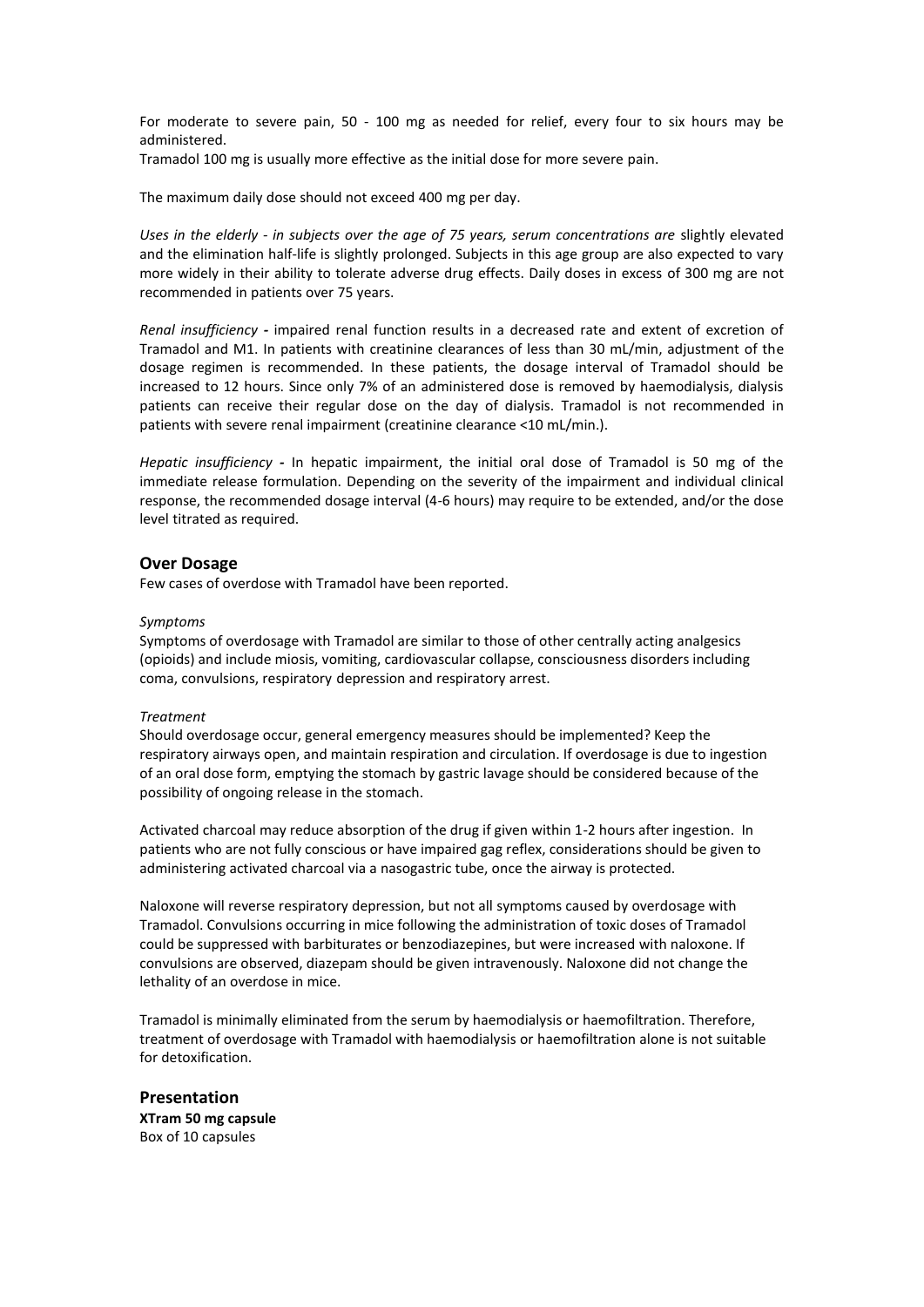For moderate to severe pain, 50 - 100 mg as needed for relief, every four to six hours may be administered.
Tramadol 100 mg is usually more effective as the initial dose for more severe pain.

The maximum daily dose should not exceed 400 mg per day.

*Uses in the elderly - in subjects over the age of 75 years, serum concentrations are* slightly elevated and the elimination half-life is slightly prolonged. Subjects in this age group are also expected to vary more widely in their ability to tolerate adverse drug effects. Daily doses in excess of 300 mg are not recommended in patients over 75 years.

*Renal insufficiency* **-** impaired renal function results in a decreased rate and extent of excretion of Tramadol and M1. In patients with creatinine clearances of less than 30 mL/min, adjustment of the dosage regimen is recommended. In these patients, the dosage interval of Tramadol should be increased to 12 hours. Since only 7% of an administered dose is removed by haemodialysis, dialysis patients can receive their regular dose on the day of dialysis. Tramadol is not recommended in patients with severe renal impairment (creatinine clearance <10 mL/min.).

*Hepatic insufficiency* **-** In hepatic impairment, the initial oral dose of Tramadol is 50 mg of the immediate release formulation. Depending on the severity of the impairment and individual clinical response, the recommended dosage interval (4-6 hours) may require to be extended, and/or the dose level titrated as required.

## Over Dosage

Few cases of overdose with Tramadol have been reported.

*Symptoms*

Symptoms of overdosage with Tramadol are similar to those of other centrally acting analgesics (opioids) and include miosis, vomiting, cardiovascular collapse, consciousness disorders including coma, convulsions, respiratory depression and respiratory arrest.

*Treatment*

Should overdosage occur, general emergency measures should be implemented? Keep the respiratory airways open, and maintain respiration and circulation. If overdosage is due to ingestion of an oral dose form, emptying the stomach by gastric lavage should be considered because of the possibility of ongoing release in the stomach.

Activated charcoal may reduce absorption of the drug if given within 1-2 hours after ingestion. In patients who are not fully conscious or have impaired gag reflex, considerations should be given to administering activated charcoal via a nasogastric tube, once the airway is protected.

Naloxone will reverse respiratory depression, but not all symptoms caused by overdosage with Tramadol. Convulsions occurring in mice following the administration of toxic doses of Tramadol could be suppressed with barbiturates or benzodiazepines, but were increased with naloxone. If convulsions are observed, diazepam should be given intravenously. Naloxone did not change the lethality of an overdose in mice.

Tramadol is minimally eliminated from the serum by haemodialysis or haemofiltration. Therefore, treatment of overdosage with Tramadol with haemodialysis or haemofiltration alone is not suitable for detoxification.

## Presentation

**XTram 50 mg capsule**
Box of 10 capsules